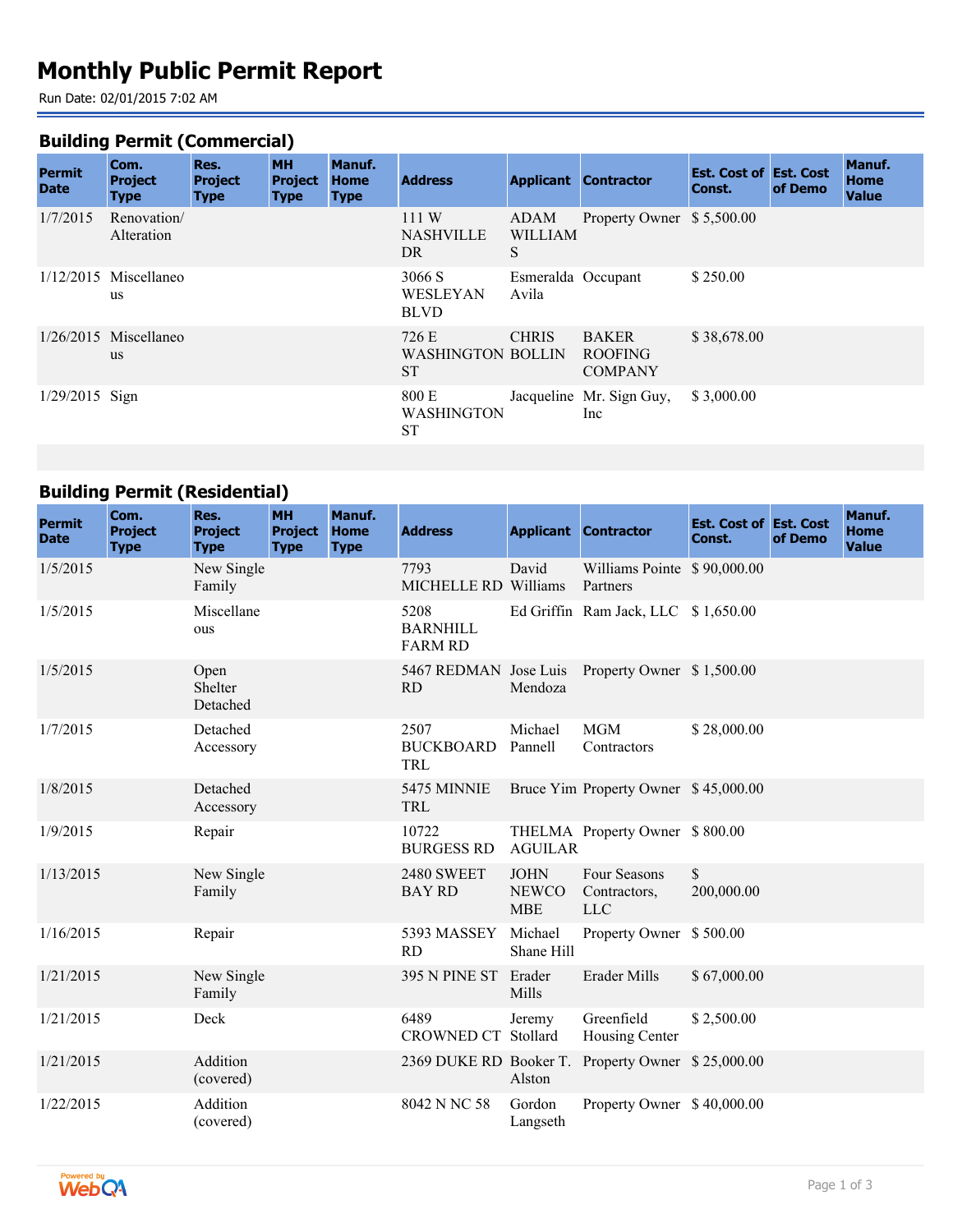# Monthly Public Permit Report

Run Date: 02/01/2015 7:02 AM

## Building Permit (Commercial)

| Permit Date | Com. Project Type | Res. Project Type | MH Project Type | Manuf. Home Type | Address | Applicant | Contractor | Est. Cost of Const. | Est. Cost of Demo | Manuf. Home Value |
|---|---|---|---|---|---|---|---|---|---|---|
| 1/7/2015 | Renovation/ Alteration | | | | 111 W NASHVILLE DR | ADAM WILLIAMS | Property Owner | $ 5,500.00 | | |
| 1/12/2015 | Miscellaneous | | | | 3066 S WESLEYAN BLVD | Esmeralda Avila | Occupant | $ 250.00 | | |
| 1/26/2015 | Miscellaneous | | | | 726 E WASHINGTON ST | CHRIS BOLLIN | BAKER ROOFING COMPANY | $ 38,678.00 | | |
| 1/29/2015 | Sign | | | | 800 E WASHINGTON ST | Jacqueline | Mr. Sign Guy, Inc | $ 3,000.00 | | |

## Building Permit (Residential)

| Permit Date | Com. Project Type | Res. Project Type | MH Project Type | Manuf. Home Type | Address | Applicant | Contractor | Est. Cost of Const. | Est. Cost of Demo | Manuf. Home Value |
|---|---|---|---|---|---|---|---|---|---|---|
| 1/5/2015 | | New Single Family | | | 7793 MICHELLE RD | David Williams | Williams Pointe Partners | $ 90,000.00 | | |
| 1/5/2015 | | Miscellaneous | | | 5208 BARNHILL FARM RD | Ed Griffin | Ram Jack, LLC | $ 1,650.00 | | |
| 1/5/2015 | | Open Shelter Detached | | | 5467 REDMAN RD | Jose Luis Mendoza | Property Owner | $ 1,500.00 | | |
| 1/7/2015 | | Detached Accessory | | | 2507 BUCKBOARD TRL | Michael Pannell | MGM Contractors | $ 28,000.00 | | |
| 1/8/2015 | | Detached Accessory | | | 5475 MINNIE TRL | Bruce Yim | Property Owner | $ 45,000.00 | | |
| 1/9/2015 | | Repair | | | 10722 BURGESS RD | THELMA AGUILAR | Property Owner | $ 800.00 | | |
| 1/13/2015 | | New Single Family | | | 2480 SWEET BAY RD | JOHN NEWCOMBE | Four Seasons Contractors, LLC | $ 200,000.00 | | |
| 1/16/2015 | | Repair | | | 5393 MASSEY RD | Michael Shane Hill | Property Owner | $ 500.00 | | |
| 1/21/2015 | | New Single Family | | | 395 N PINE ST | Erader Mills | Erader Mills | $ 67,000.00 | | |
| 1/21/2015 | | Deck | | | 6489 CROWNED CT | Jeremy Stollard | Greenfield Housing Center | $ 2,500.00 | | |
| 1/21/2015 | | Addition (covered) | | | 2369 DUKE RD | Booker T. Alston | Property Owner | $ 25,000.00 | | |
| 1/22/2015 | | Addition (covered) | | | 8042 N NC 58 | Gordon Langseth | Property Owner | $ 40,000.00 | | |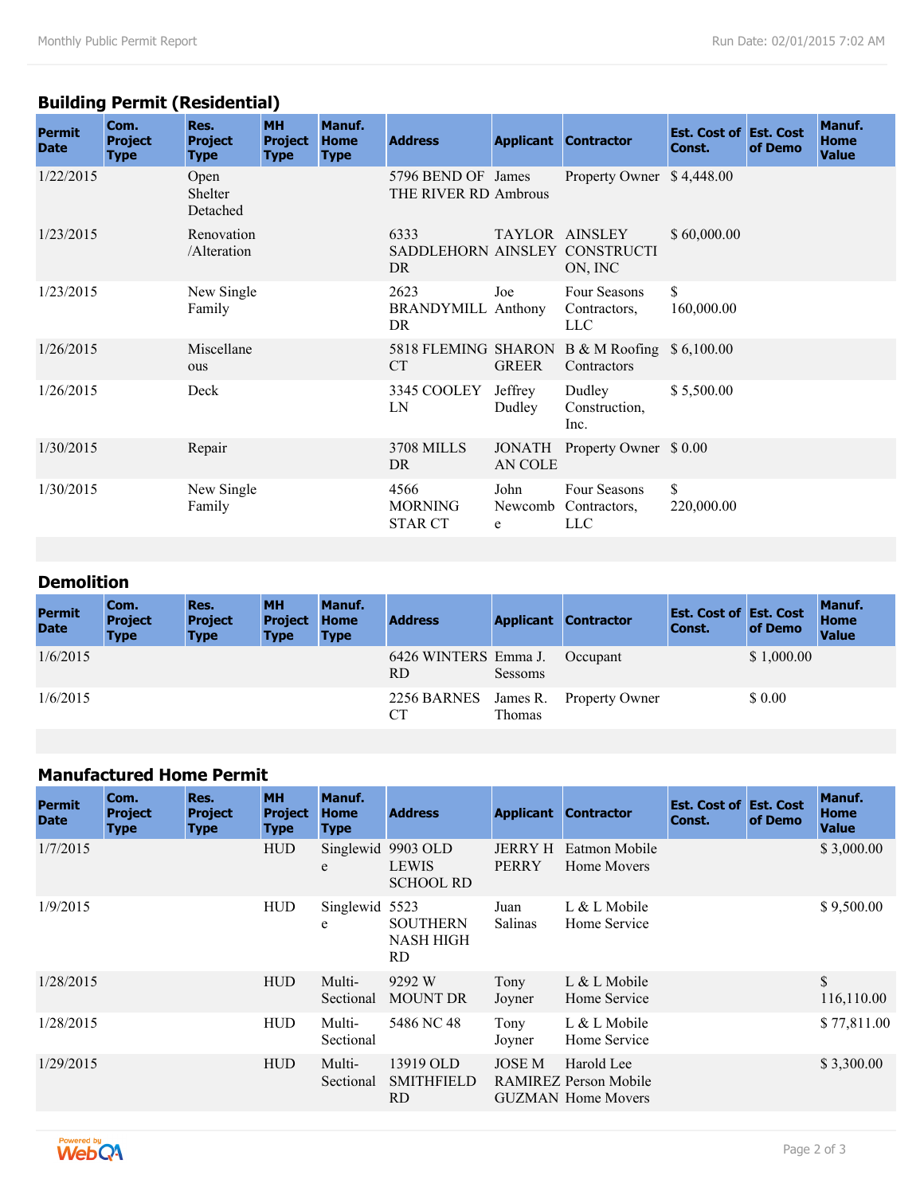## Building Permit (Residential)

| Permit Date | Com. Project Type | Res. Project Type | MH Project Type | Manuf. Home Type | Address | Applicant | Contractor | Est. Cost of Const. | Est. Cost of Demo | Manuf. Home Value |
|---|---|---|---|---|---|---|---|---|---|---|
| 1/22/2015 | | Open Shelter Detached | | | 5796 BEND OF THE RIVER RD | James Ambrous | Property Owner | $ 4,448.00 | | |
| 1/23/2015 | | Renovation /Alteration | | | 6333 SADDLEHORN DR | TAYLOR AINSLEY | AINSLEY CONSTRUCTION, INC | $ 60,000.00 | | |
| 1/23/2015 | | New Single Family | | | 2623 BRANDYMILL DR | Joe Anthony | Four Seasons Contractors, LLC | $ 160,000.00 | | |
| 1/26/2015 | | Miscellaneous | | | 5818 FLEMING CT | SHARON GREER | B & M Roofing Contractors | $ 6,100.00 | | |
| 1/26/2015 | | Deck | | | 3345 COOLEY LN | Jeffrey Dudley | Dudley Construction, Inc. | $ 5,500.00 | | |
| 1/30/2015 | | Repair | | | 3708 MILLS DR | JONATHAN COLE | Property Owner | $ 0.00 | | |
| 1/30/2015 | | New Single Family | | | 4566 MORNING STAR CT | John Newcombe | Four Seasons Contractors, LLC | $ 220,000.00 | | |

## Demolition

| Permit Date | Com. Project Type | Res. Project Type | MH Project Type | Manuf. Home Type | Address | Applicant | Contractor | Est. Cost of Const. | Est. Cost of Demo | Manuf. Home Value |
|---|---|---|---|---|---|---|---|---|---|---|
| 1/6/2015 | | | | | 6426 WINTERS RD | Emma J. Sessoms | Occupant | | $ 1,000.00 | |
| 1/6/2015 | | | | | 2256 BARNES CT | James R. Thomas | Property Owner | | $ 0.00 | |

## Manufactured Home Permit

| Permit Date | Com. Project Type | Res. Project Type | MH Project Type | Manuf. Home Type | Address | Applicant | Contractor | Est. Cost of Const. | Est. Cost of Demo | Manuf. Home Value |
|---|---|---|---|---|---|---|---|---|---|---|
| 1/7/2015 | | | HUD | Singlewide | 9903 OLD LEWIS SCHOOL RD | JERRY H PERRY | Eatmon Mobile Home Movers | | | $ 3,000.00 |
| 1/9/2015 | | | HUD | Singlewide | 5523 SOUTHERN NASH HIGH RD | Juan Salinas | L & L Mobile Home Service | | | $ 9,500.00 |
| 1/28/2015 | | | HUD | Multi-Sectional | 9292 W MOUNT DR | Tony Joyner | L & L Mobile Home Service | | | $ 116,110.00 |
| 1/28/2015 | | | HUD | Multi-Sectional | 5486 NC 48 | Tony Joyner | L & L Mobile Home Service | | | $ 77,811.00 |
| 1/29/2015 | | | HUD | Multi-Sectional | 13919 OLD SMITHFIELD RD | JOSE M RAMIREZ GUZMAN | Harold Lee Person Mobile Home Movers | | | $ 3,300.00 |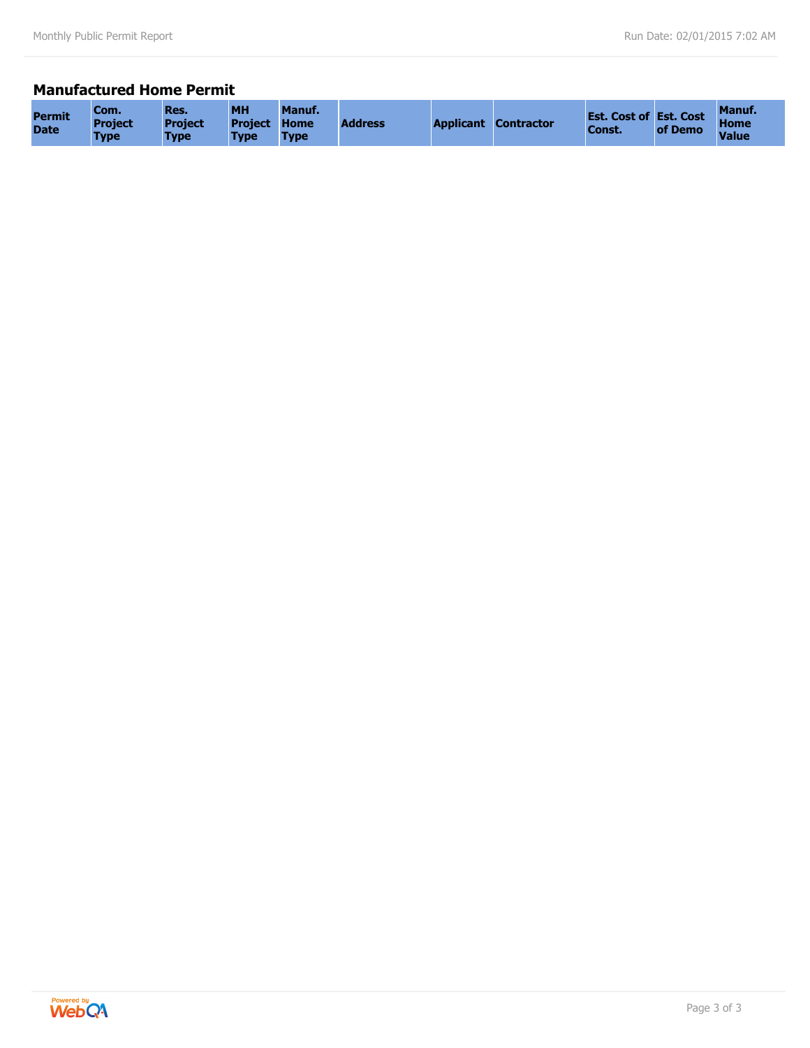## Manufactured Home Permit

| Permit Date | Com. Project Type | Res. Project Type | MH Project Type | Manuf. Home Type | Address | Applicant | Contractor | Est. Cost of Const. | Est. Cost of Demo | Manuf. Home Value |
|---|---|---|---|---|---|---|---|---|---|---|